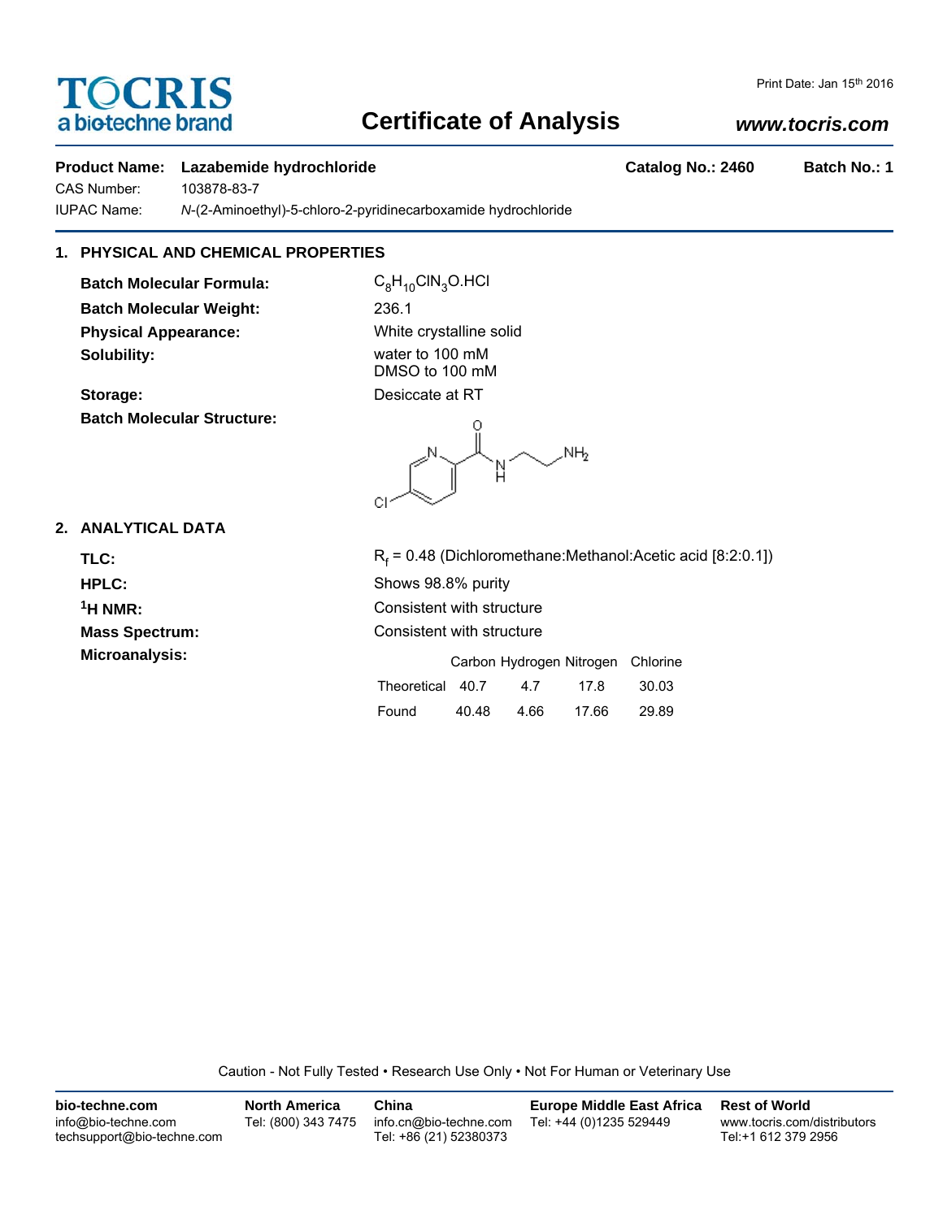# TOCRIS

a bio-techne brand

Print Date: Jan 15th 2016

## Certificate of Analysis

**www.tocris.com**

**Product Name:** **Lazabemide hydrochloride** **Catalog No.: 2460** **Batch No.: 1**

CAS Number: 103878-83-7

IUPAC Name: *N*-(2-Aminoethyl)-5-chloro-2-pyridinecarboxamide hydrochloride

### 1. PHYSICAL AND CHEMICAL PROPERTIES

**Batch Molecular Formula:** $C_8H_{10}ClN_3O.HCl$

**Batch Molecular Weight:** 236.1

**Physical Appearance:** White crystalline solid

**Solubility:** water to 100 mM
DMSO to 100 mM

**Storage:** Desiccate at RT

**Batch Molecular Structure:**

### 2. ANALYTICAL DATA

**TLC:** $R_f$ = 0.48 (Dichloromethane:Methanol:Acetic acid [8:2:0.1])

**HPLC:** Shows 98.8% purity

**$^1$H NMR:** Consistent with structure

**Mass Spectrum:** Consistent with structure

**Microanalysis:**

| | Carbon | Hydrogen | Nitrogen | Chlorine |
|---|---|---|---|---|
| Theoretical | 40.7 | 4.7 | 17.8 | 30.03 |
| Found | 40.48 | 4.66 | 17.66 | 29.89 |

Caution - Not Fully Tested • Research Use Only • Not For Human or Veterinary Use

**bio-techne.com**
info@bio-techne.com
techsupport@bio-techne.com

**North America**
Tel: (800) 343 7475

**China**
info.cn@bio-techne.com
Tel: +86 (21) 52380373

**Europe Middle East Africa**
Tel: +44 (0)1235 529449

**Rest of World**
www.tocris.com/distributors
Tel:+1 612 379 2956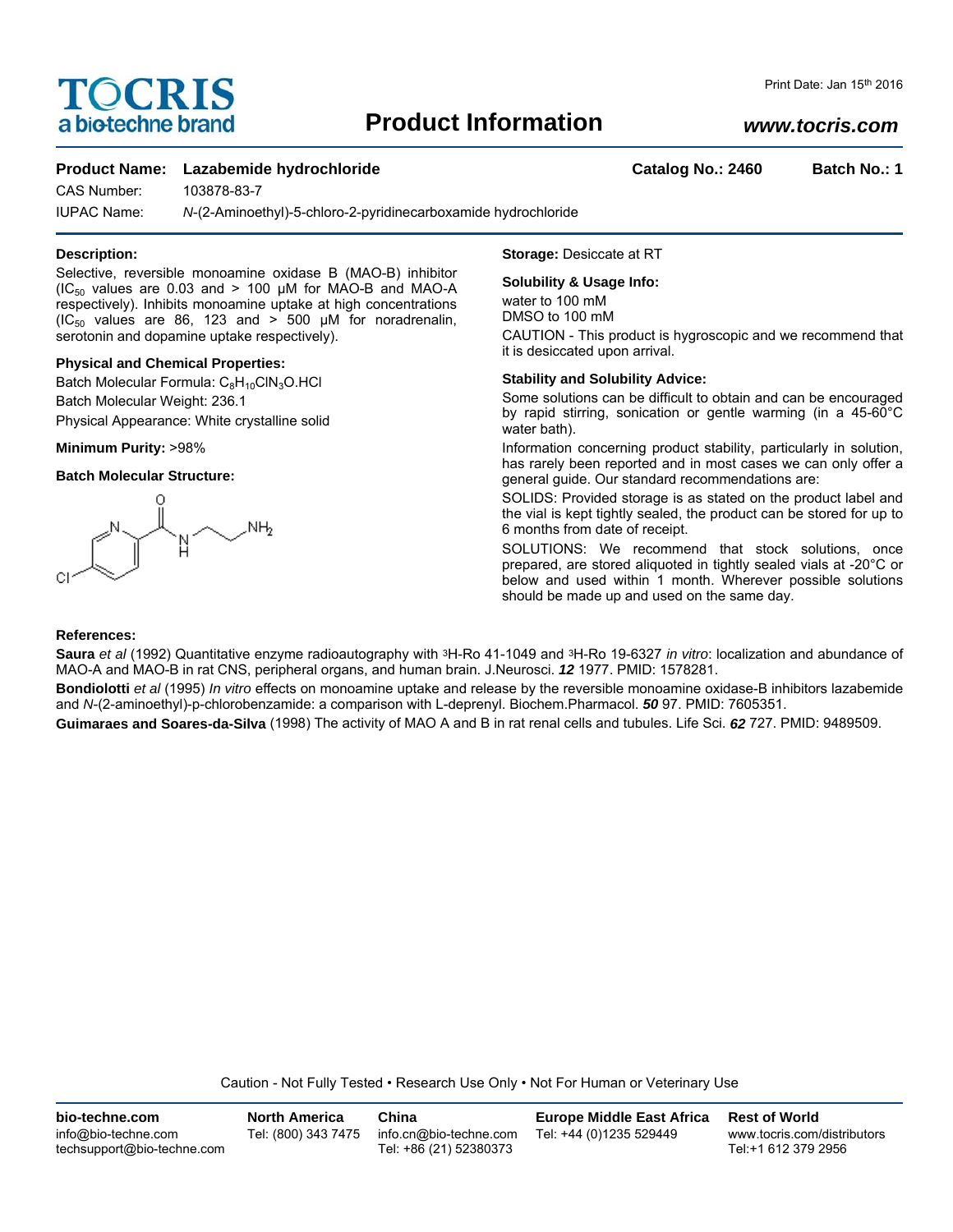# Product Information

www.tocris.com

Print Date: Jan 15th 2016

**Product Name:** **Lazabemide hydrochloride** **Catalog No.: 2460** **Batch No.: 1**

CAS Number: 103878-83-7

IPAC Name: *N*-(2-Aminoethyl)-5-chloro-2-pyridinecarboxamide hydrochloride

**Description:**

Selective, reversible monoamine oxidase B (MAO-B) inhibitor ($IC_{50}$ values are 0.03 and > 100 μM for MAO-B and MAO-A respectively). Inhibits monoamine uptake at high concentrations ($IC_{50}$ values are 86, 123 and > 500 μM for noradrenalin, serotonin and dopamine uptake respectively).

**Physical and Chemical Properties:**

Batch Molecular Formula: $C_8H_{10}ClN_3O.HCl$

Batch Molecular Weight: 236.1

Physical Appearance: White crystalline solid

**Minimum Purity:** >98%

**Batch Molecular Structure:**

**Storage:** Desiccate at RT

**Solubility & Usage Info:**

water to 100 mM

DMSO to 100 mM

CAUTION - This product is hygroscopic and we recommend that it is desiccated upon arrival.

**Stability and Solubility Advice:**

Some solutions can be difficult to obtain and can be encouraged by rapid stirring, sonication or gentle warming (in a 45-60°C water bath).

Information concerning product stability, particularly in solution, has rarely been reported and in most cases we can only offer a general guide. Our standard recommendations are:

SOLIDS: Provided storage is as stated on the product label and the vial is kept tightly sealed, the product can be stored for up to 6 months from date of receipt.

SOLUTIONS: We recommend that stock solutions, once prepared, are stored aliquoted in tightly sealed vials at -20°C or below and used within 1 month. Wherever possible solutions should be made up and used on the same day.

**References:**

**Saura** *et al* (1992) Quantitative enzyme radioautography with $^3$H-Ro 41-1049 and $^3$H-Ro 19-6327 *in vitro*: localization and abundance of MAO-A and MAO-B in rat CNS, peripheral organs, and human brain. J.Neurosci. ***12*** 1977. PMID: 1578281.

**Bondiolotti** *et al* (1995) *In vitro* effects on monoamine uptake and release by the reversible monoamine oxidase-B inhibitors lazabemide and *N*-(2-aminoethyl)-p-chlorobenzamide: a comparison with L-deprenyl. Biochem.Pharmacol. ***50*** 97. PMID: 7605351.

**Guimaraes and Soares-da-Silva** (1998) The activity of MAO A and B in rat renal cells and tubules. Life Sci. ***62*** 727. PMID: 9489509.

Caution - Not Fully Tested • Research Use Only • Not For Human or Veterinary Use

**bio-techne.com**
info@bio-techne.com
techsupport@bio-techne.com

**North America**
Tel: (800) 343 7475

**China**
info.cn@bio-techne.com
Tel: +86 (21) 52380373

**Europe Middle East Africa**
Tel: +44 (0)1235 529449

**Rest of World**
www.tocris.com/distributors
Tel:+1 612 379 2956